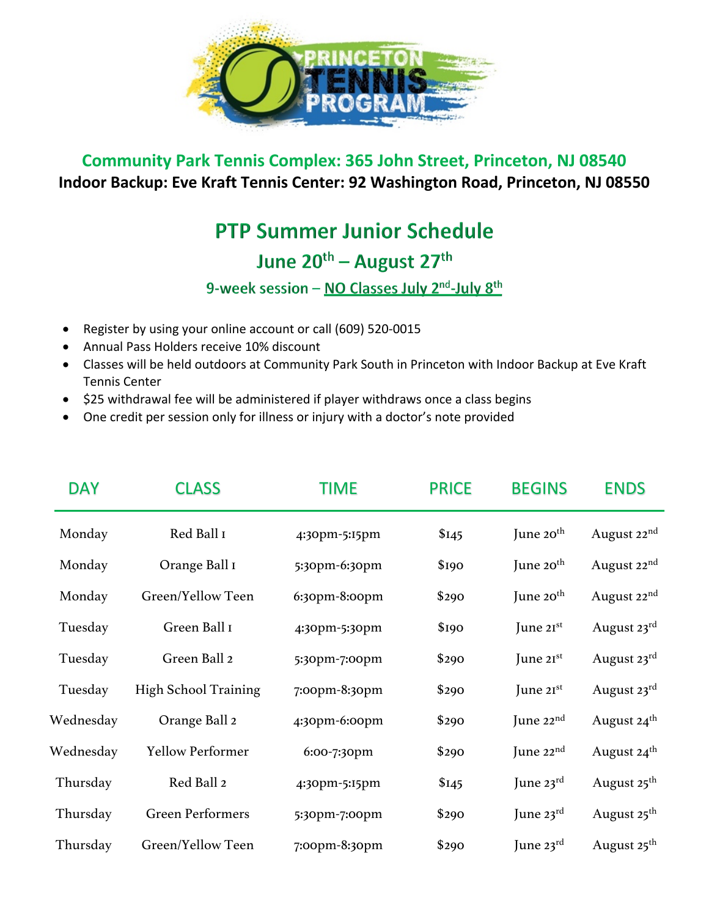# PRINCETON TENNIS PROGRAM

**Community Park Tennis Complex: 365 John Street, Princeton, NJ 08540**

**Indoor Backup: Eve Kraft Tennis Center: 92 Washington Road, Princeton, NJ 08550**

## PTP Summer Junior Schedule

### June 20th – August 27th

#### 9-week session – NO Classes July 2nd-July 8th

- Register by using your online account or call (609) 520-0015
- Annual Pass Holders receive 10% discount
- Classes will be held outdoors at Community Park South in Princeton with Indoor Backup at Eve Kraft Tennis Center
- $25 withdrawal fee will be administered if player withdraws once a class begins
- One credit per session only for illness or injury with a doctor's note provided

| DAY | CLASS | TIME | PRICE | BEGINS | ENDS |
|---|---|---|---|---|---|
| Monday | Red Ball 1 | 4:30pm-5:15pm | $145 | June 20th | August 22nd |
| Monday | Orange Ball 1 | 5:30pm-6:30pm | $190 | June 20th | August 22nd |
| Monday | Green/Yellow Teen | 6:30pm-8:00pm | $290 | June 20th | August 22nd |
| Tuesday | Green Ball 1 | 4:30pm-5:30pm | $190 | June 21st | August 23rd |
| Tuesday | Green Ball 2 | 5:30pm-7:00pm | $290 | June 21st | August 23rd |
| Tuesday | High School Training | 7:00pm-8:30pm | $290 | June 21st | August 23rd |
| Wednesday | Orange Ball 2 | 4:30pm-6:00pm | $290 | June 22nd | August 24th |
| Wednesday | Yellow Performer | 6:00-7:30pm | $290 | June 22nd | August 24th |
| Thursday | Red Ball 2 | 4:30pm-5:15pm | $145 | June 23rd | August 25th |
| Thursday | Green Performers | 5:30pm-7:00pm | $290 | June 23rd | August 25th |
| Thursday | Green/Yellow Teen | 7:00pm-8:30pm | $290 | June 23rd | August 25th |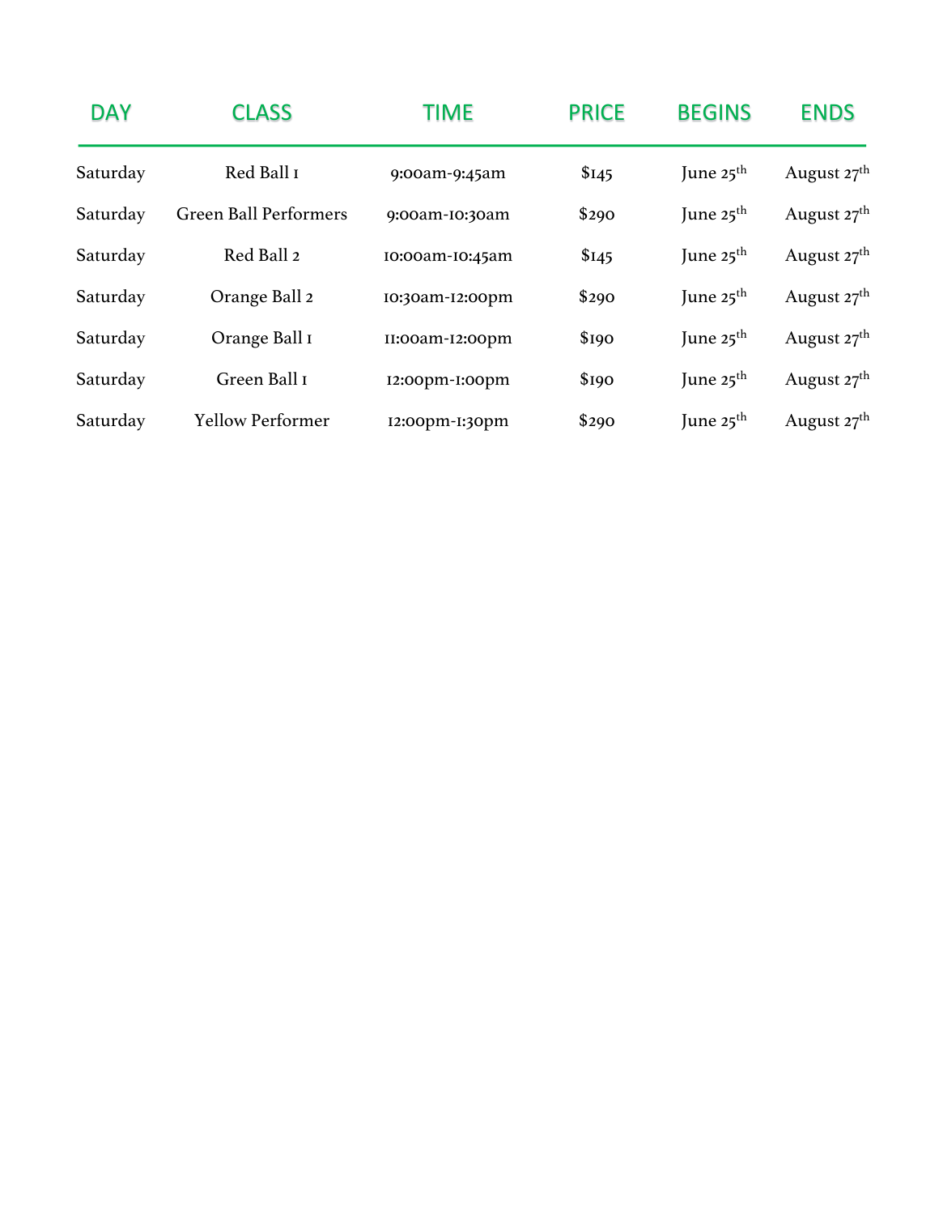| DAY | CLASS | TIME | PRICE | BEGINS | ENDS |
|---|---|---|---|---|---|
| Saturday | Red Ball 1 | 9:00am-9:45am | $145 | June 25th | August 27th |
| Saturday | Green Ball Performers | 9:00am-10:30am | $290 | June 25th | August 27th |
| Saturday | Red Ball 2 | 10:00am-10:45am | $145 | June 25th | August 27th |
| Saturday | Orange Ball 2 | 10:30am-12:00pm | $290 | June 25th | August 27th |
| Saturday | Orange Ball 1 | 11:00am-12:00pm | $190 | June 25th | August 27th |
| Saturday | Green Ball 1 | 12:00pm-1:00pm | $190 | June 25th | August 27th |
| Saturday | Yellow Performer | 12:00pm-1:30pm | $290 | June 25th | August 27th |